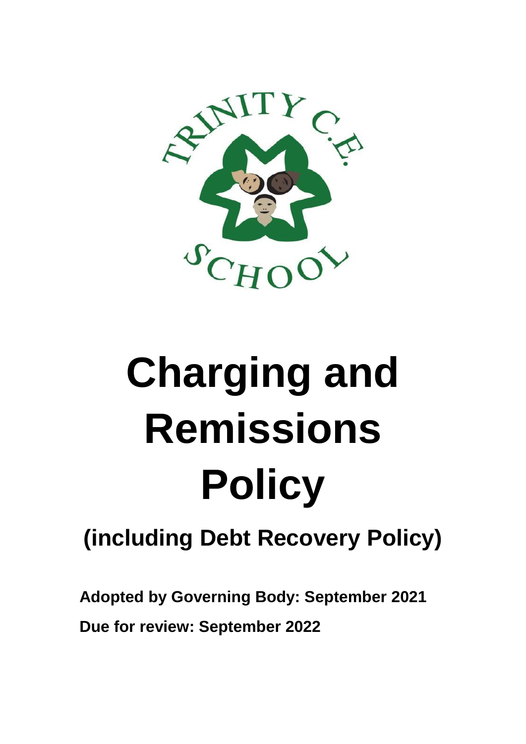# Charging and Remissions Policy

## (including Debt Recovery Policy)

**Adopted by Governing Body: September 2021**

**Due for review: September 2022**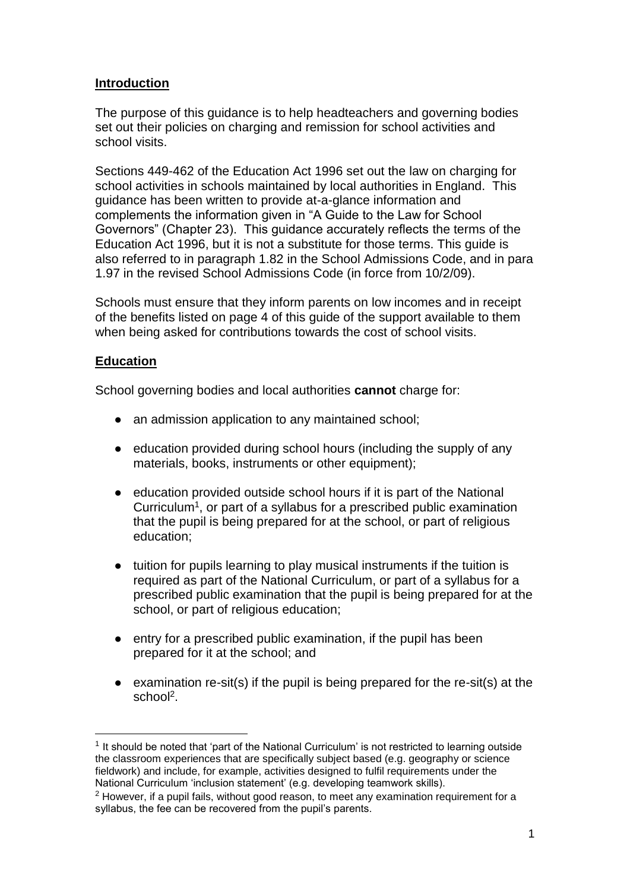## Introduction

The purpose of this guidance is to help headteachers and governing bodies set out their policies on charging and remission for school activities and school visits.

Sections 449-462 of the Education Act 1996 set out the law on charging for school activities in schools maintained by local authorities in England. This guidance has been written to provide at-a-glance information and complements the information given in "A Guide to the Law for School Governors" (Chapter 23). This guidance accurately reflects the terms of the Education Act 1996, but it is not a substitute for those terms. This guide is also referred to in paragraph 1.82 in the School Admissions Code, and in para 1.97 in the revised School Admissions Code (in force from 10/2/09).

Schools must ensure that they inform parents on low incomes and in receipt of the benefits listed on page 4 of this guide of the support available to them when being asked for contributions towards the cost of school visits.

## Education

School governing bodies and local authorities **cannot** charge for:

- an admission application to any maintained school;
- education provided during school hours (including the supply of any materials, books, instruments or other equipment);
- education provided outside school hours if it is part of the National Curriculum[1], or part of a syllabus for a prescribed public examination that the pupil is being prepared for at the school, or part of religious education;
- tuition for pupils learning to play musical instruments if the tuition is required as part of the National Curriculum, or part of a syllabus for a prescribed public examination that the pupil is being prepared for at the school, or part of religious education;
- entry for a prescribed public examination, if the pupil has been prepared for it at the school; and
- examination re-sit(s) if the pupil is being prepared for the re-sit(s) at the school[2].

[1] It should be noted that 'part of the National Curriculum' is not restricted to learning outside the classroom experiences that are specifically subject based (e.g. geography or science fieldwork) and include, for example, activities designed to fulfil requirements under the National Curriculum 'inclusion statement' (e.g. developing teamwork skills).

[2] However, if a pupil fails, without good reason, to meet any examination requirement for a syllabus, the fee can be recovered from the pupil's parents.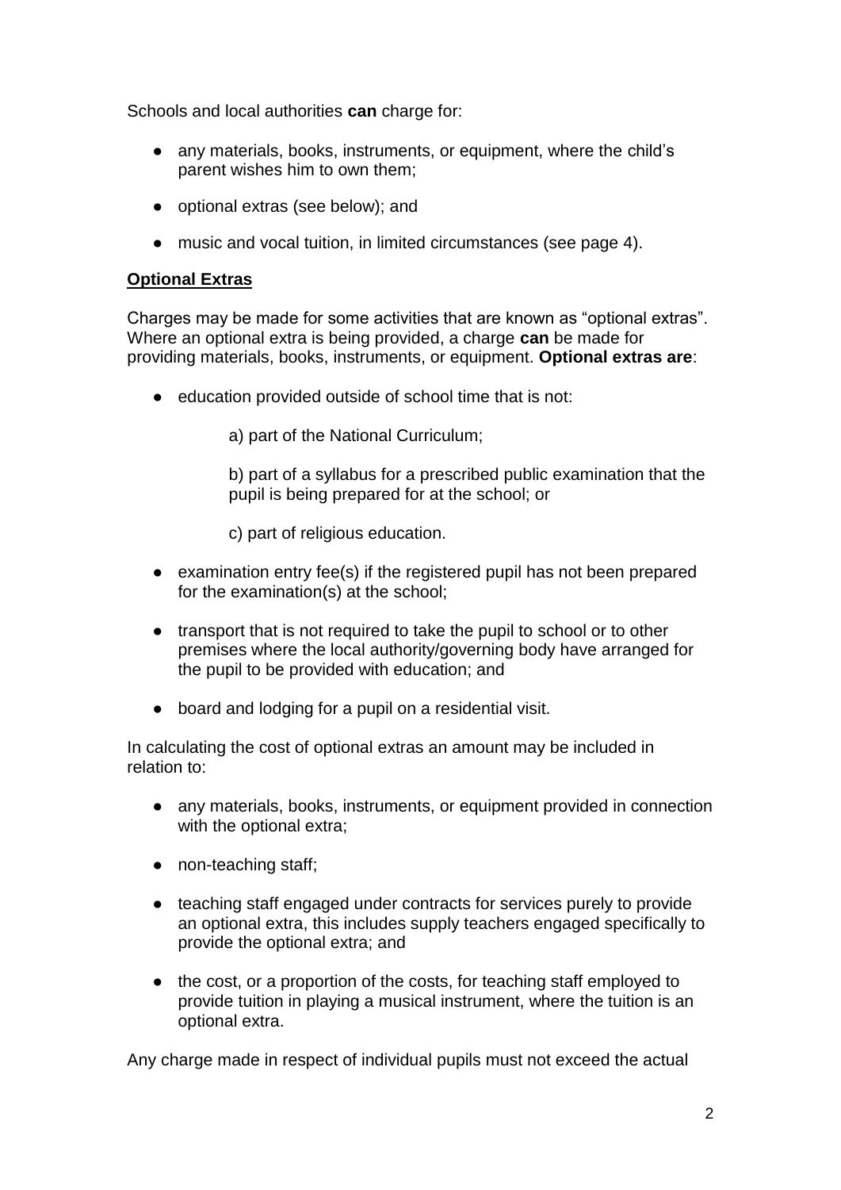Schools and local authorities **can** charge for:

- any materials, books, instruments, or equipment, where the child's parent wishes him to own them;
- optional extras (see below); and
- music and vocal tuition, in limited circumstances (see page 4).

**Optional Extras**

Charges may be made for some activities that are known as "optional extras". Where an optional extra is being provided, a charge **can** be made for providing materials, books, instruments, or equipment. **Optional extras are**:

- education provided outside of school time that is not:

  a) part of the National Curriculum;

  b) part of a syllabus for a prescribed public examination that the pupil is being prepared for at the school; or

  c) part of religious education.

- examination entry fee(s) if the registered pupil has not been prepared for the examination(s) at the school;
- transport that is not required to take the pupil to school or to other premises where the local authority/governing body have arranged for the pupil to be provided with education; and
- board and lodging for a pupil on a residential visit.

In calculating the cost of optional extras an amount may be included in relation to:

- any materials, books, instruments, or equipment provided in connection with the optional extra;
- non-teaching staff;
- teaching staff engaged under contracts for services purely to provide an optional extra, this includes supply teachers engaged specifically to provide the optional extra; and
- the cost, or a proportion of the costs, for teaching staff employed to provide tuition in playing a musical instrument, where the tuition is an optional extra.

Any charge made in respect of individual pupils must not exceed the actual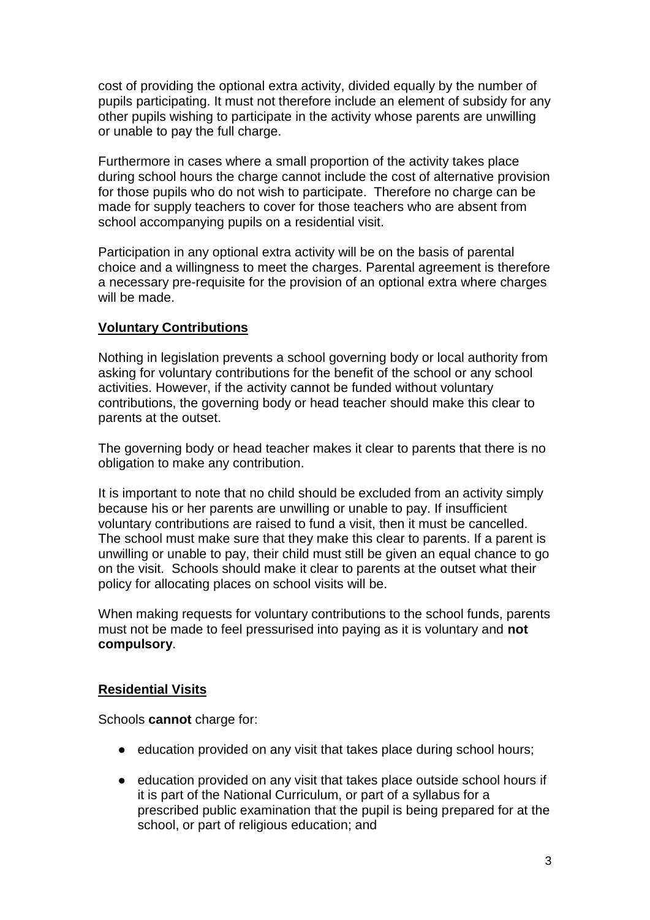cost of providing the optional extra activity, divided equally by the number of pupils participating. It must not therefore include an element of subsidy for any other pupils wishing to participate in the activity whose parents are unwilling or unable to pay the full charge.

Furthermore in cases where a small proportion of the activity takes place during school hours the charge cannot include the cost of alternative provision for those pupils who do not wish to participate. Therefore no charge can be made for supply teachers to cover for those teachers who are absent from school accompanying pupils on a residential visit.

Participation in any optional extra activity will be on the basis of parental choice and a willingness to meet the charges. Parental agreement is therefore a necessary pre-requisite for the provision of an optional extra where charges will be made.

## Voluntary Contributions

Nothing in legislation prevents a school governing body or local authority from asking for voluntary contributions for the benefit of the school or any school activities. However, if the activity cannot be funded without voluntary contributions, the governing body or head teacher should make this clear to parents at the outset.

The governing body or head teacher makes it clear to parents that there is no obligation to make any contribution.

It is important to note that no child should be excluded from an activity simply because his or her parents are unwilling or unable to pay. If insufficient voluntary contributions are raised to fund a visit, then it must be cancelled. The school must make sure that they make this clear to parents. If a parent is unwilling or unable to pay, their child must still be given an equal chance to go on the visit. Schools should make it clear to parents at the outset what their policy for allocating places on school visits will be.

When making requests for voluntary contributions to the school funds, parents must not be made to feel pressurised into paying as it is voluntary and **not compulsory**.

## Residential Visits

Schools **cannot** charge for:

- education provided on any visit that takes place during school hours;
- education provided on any visit that takes place outside school hours if it is part of the National Curriculum, or part of a syllabus for a prescribed public examination that the pupil is being prepared for at the school, or part of religious education; and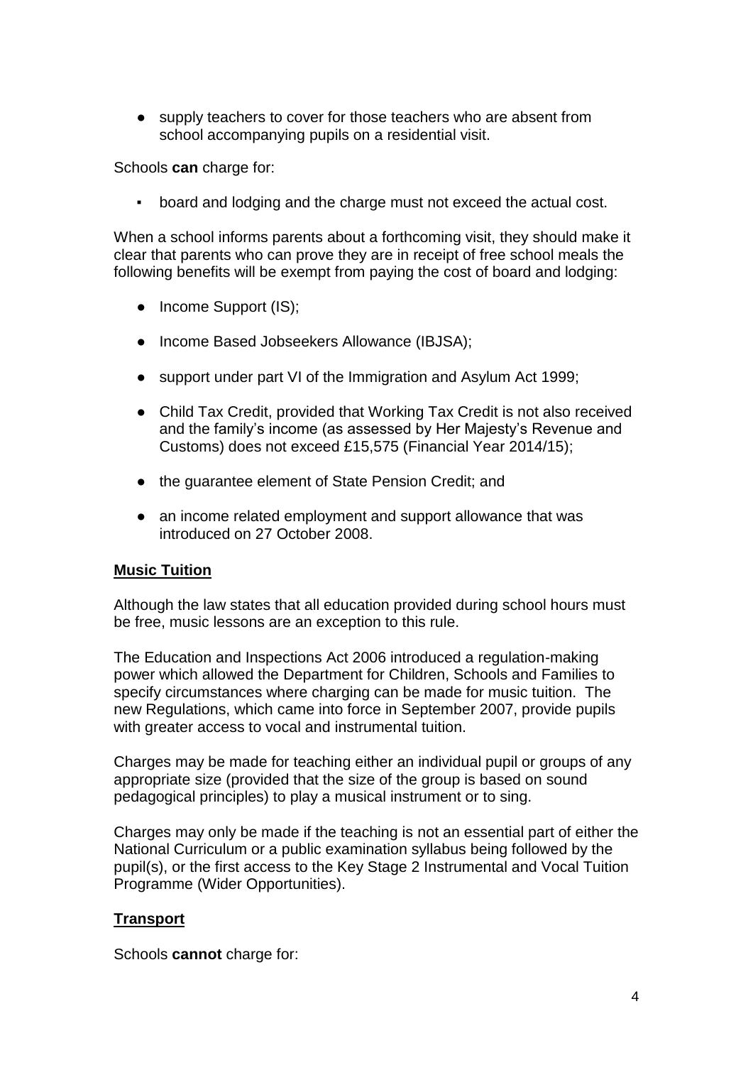- supply teachers to cover for those teachers who are absent from school accompanying pupils on a residential visit.

Schools **can** charge for:

- board and lodging and the charge must not exceed the actual cost.

When a school informs parents about a forthcoming visit, they should make it clear that parents who can prove they are in receipt of free school meals the following benefits will be exempt from paying the cost of board and lodging:

- Income Support (IS);
- Income Based Jobseekers Allowance (IBJSA);
- support under part VI of the Immigration and Asylum Act 1999;
- Child Tax Credit, provided that Working Tax Credit is not also received and the family's income (as assessed by Her Majesty's Revenue and Customs) does not exceed £15,575 (Financial Year 2014/15);
- the guarantee element of State Pension Credit; and
- an income related employment and support allowance that was introduced on 27 October 2008.

## Music Tuition

Although the law states that all education provided during school hours must be free, music lessons are an exception to this rule.

The Education and Inspections Act 2006 introduced a regulation-making power which allowed the Department for Children, Schools and Families to specify circumstances where charging can be made for music tuition. The new Regulations, which came into force in September 2007, provide pupils with greater access to vocal and instrumental tuition.

Charges may be made for teaching either an individual pupil or groups of any appropriate size (provided that the size of the group is based on sound pedagogical principles) to play a musical instrument or to sing.

Charges may only be made if the teaching is not an essential part of either the National Curriculum or a public examination syllabus being followed by the pupil(s), or the first access to the Key Stage 2 Instrumental and Vocal Tuition Programme (Wider Opportunities).

## Transport

Schools **cannot** charge for: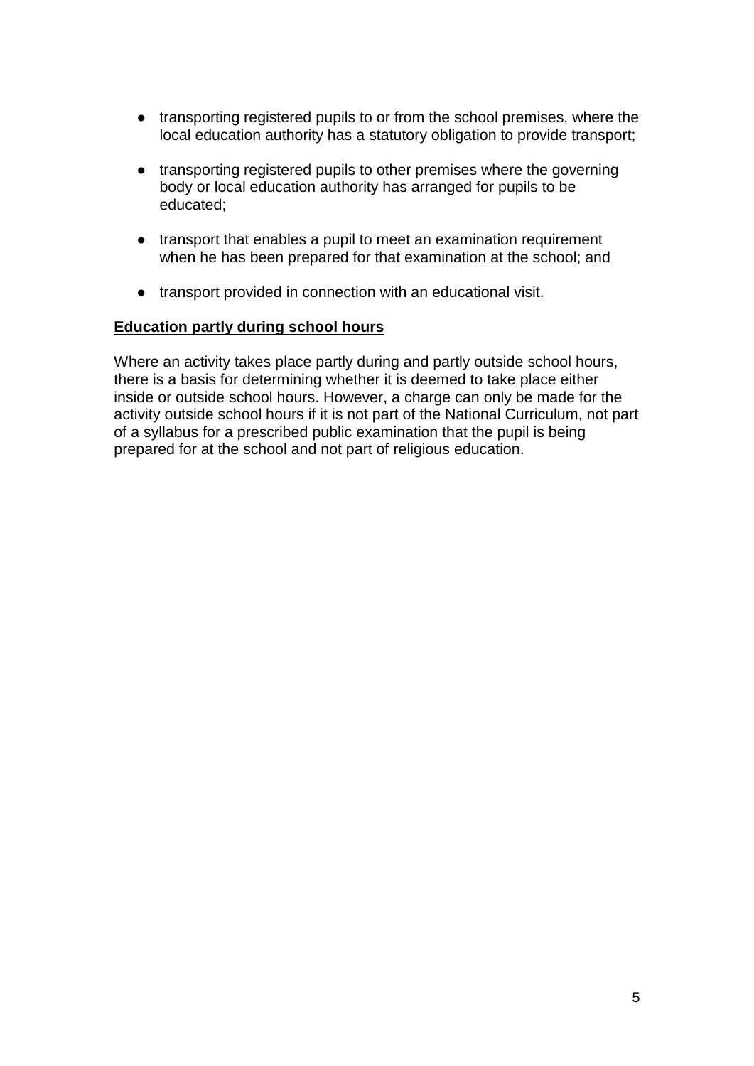- transporting registered pupils to or from the school premises, where the local education authority has a statutory obligation to provide transport;
- transporting registered pupils to other premises where the governing body or local education authority has arranged for pupils to be educated;
- transport that enables a pupil to meet an examination requirement when he has been prepared for that examination at the school; and
- transport provided in connection with an educational visit.

**Education partly during school hours**

Where an activity takes place partly during and partly outside school hours, there is a basis for determining whether it is deemed to take place either inside or outside school hours. However, a charge can only be made for the activity outside school hours if it is not part of the National Curriculum, not part of a syllabus for a prescribed public examination that the pupil is being prepared for at the school and not part of religious education.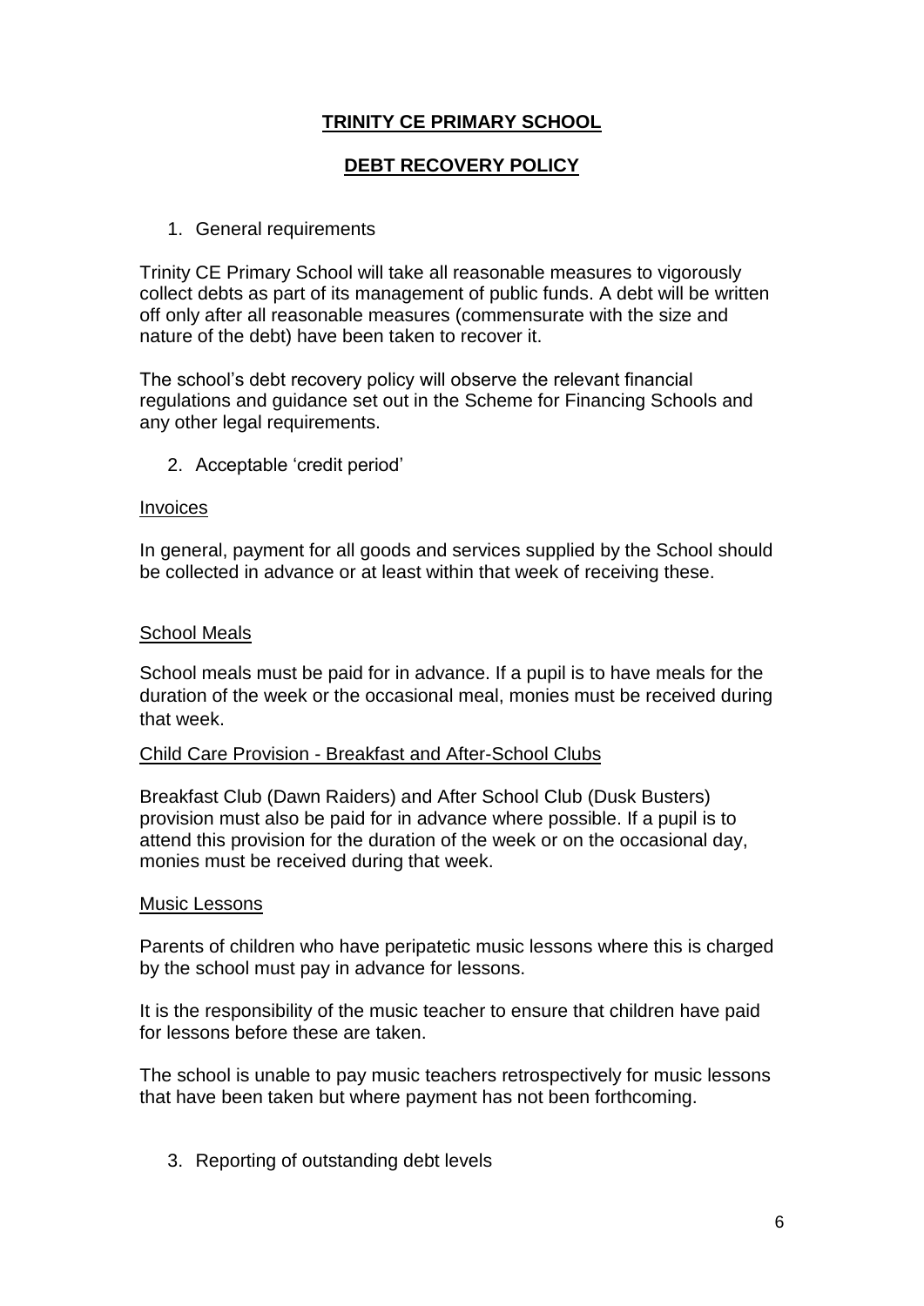# TRINITY CE PRIMARY SCHOOL

## DEBT RECOVERY POLICY

1. General requirements

Trinity CE Primary School will take all reasonable measures to vigorously collect debts as part of its management of public funds. A debt will be written off only after all reasonable measures (commensurate with the size and nature of the debt) have been taken to recover it.

The school's debt recovery policy will observe the relevant financial regulations and guidance set out in the Scheme for Financing Schools and any other legal requirements.

2. Acceptable 'credit period'

Invoices

In general, payment for all goods and services supplied by the School should be collected in advance or at least within that week of receiving these.

School Meals

School meals must be paid for in advance. If a pupil is to have meals for the duration of the week or the occasional meal, monies must be received during that week.

Child Care Provision - Breakfast and After-School Clubs

Breakfast Club (Dawn Raiders) and After School Club (Dusk Busters) provision must also be paid for in advance where possible. If a pupil is to attend this provision for the duration of the week or on the occasional day, monies must be received during that week.

Music Lessons

Parents of children who have peripatetic music lessons where this is charged by the school must pay in advance for lessons.

It is the responsibility of the music teacher to ensure that children have paid for lessons before these are taken.

The school is unable to pay music teachers retrospectively for music lessons that have been taken but where payment has not been forthcoming.

3. Reporting of outstanding debt levels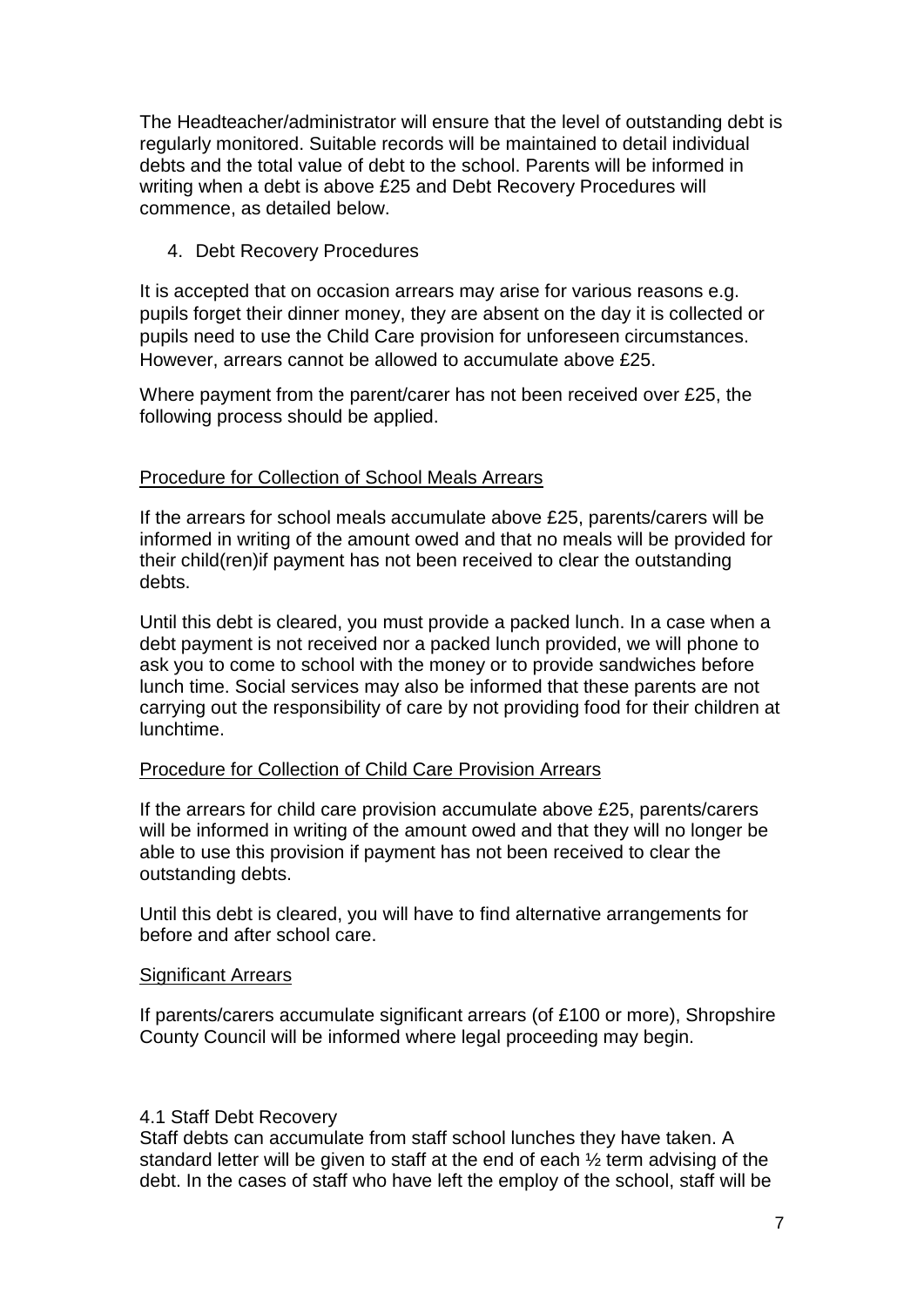The Headteacher/administrator will ensure that the level of outstanding debt is regularly monitored. Suitable records will be maintained to detail individual debts and the total value of debt to the school. Parents will be informed in writing when a debt is above £25 and Debt Recovery Procedures will commence, as detailed below.

## 4. Debt Recovery Procedures

It is accepted that on occasion arrears may arise for various reasons e.g. pupils forget their dinner money, they are absent on the day it is collected or pupils need to use the Child Care provision for unforeseen circumstances. However, arrears cannot be allowed to accumulate above £25.

Where payment from the parent/carer has not been received over £25, the following process should be applied.

### Procedure for Collection of School Meals Arrears

If the arrears for school meals accumulate above £25, parents/carers will be informed in writing of the amount owed and that no meals will be provided for their child(ren)if payment has not been received to clear the outstanding debts.

Until this debt is cleared, you must provide a packed lunch. In a case when a debt payment is not received nor a packed lunch provided, we will phone to ask you to come to school with the money or to provide sandwiches before lunch time. Social services may also be informed that these parents are not carrying out the responsibility of care by not providing food for their children at lunchtime.

### Procedure for Collection of Child Care Provision Arrears

If the arrears for child care provision accumulate above £25, parents/carers will be informed in writing of the amount owed and that they will no longer be able to use this provision if payment has not been received to clear the outstanding debts.

Until this debt is cleared, you will have to find alternative arrangements for before and after school care.

### Significant Arrears

If parents/carers accumulate significant arrears (of £100 or more), Shropshire County Council will be informed where legal proceeding may begin.

### 4.1 Staff Debt Recovery

Staff debts can accumulate from staff school lunches they have taken. A standard letter will be given to staff at the end of each ½ term advising of the debt. In the cases of staff who have left the employ of the school, staff will be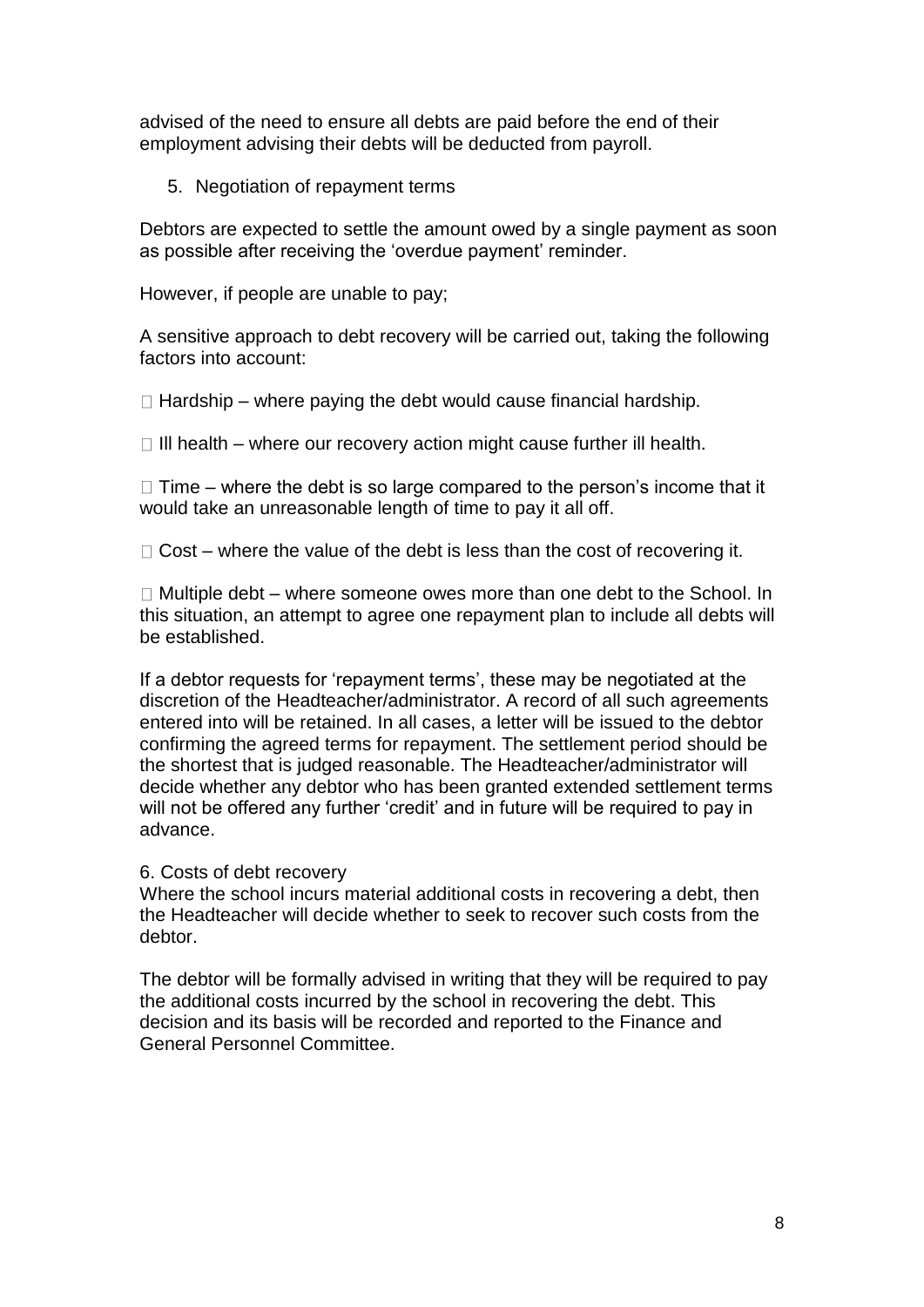advised of the need to ensure all debts are paid before the end of their employment advising their debts will be deducted from payroll.

5. Negotiation of repayment terms

Debtors are expected to settle the amount owed by a single payment as soon as possible after receiving the 'overdue payment' reminder.

However, if people are unable to pay;

A sensitive approach to debt recovery will be carried out, taking the following factors into account:

- Hardship – where paying the debt would cause financial hardship.
- Ill health – where our recovery action might cause further ill health.
- Time – where the debt is so large compared to the person's income that it would take an unreasonable length of time to pay it all off.
- Cost – where the value of the debt is less than the cost of recovering it.
- Multiple debt – where someone owes more than one debt to the School. In this situation, an attempt to agree one repayment plan to include all debts will be established.

If a debtor requests for 'repayment terms', these may be negotiated at the discretion of the Headteacher/administrator. A record of all such agreements entered into will be retained. In all cases, a letter will be issued to the debtor confirming the agreed terms for repayment. The settlement period should be the shortest that is judged reasonable. The Headteacher/administrator will decide whether any debtor who has been granted extended settlement terms will not be offered any further 'credit' and in future will be required to pay in advance.

6. Costs of debt recovery

Where the school incurs material additional costs in recovering a debt, then the Headteacher will decide whether to seek to recover such costs from the debtor.

The debtor will be formally advised in writing that they will be required to pay the additional costs incurred by the school in recovering the debt. This decision and its basis will be recorded and reported to the Finance and General Personnel Committee.